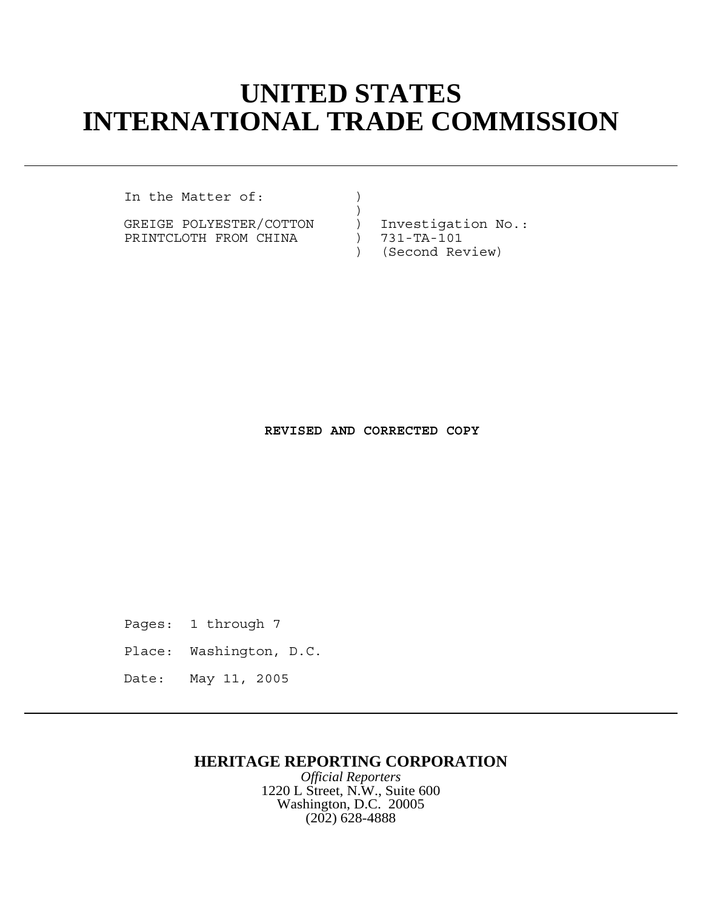# UNITED STATES
# INTERNATIONAL TRADE COMMISSION

---

```
In the Matter of:              )
                               )
GREIGE POLYESTER/COTTON        )  Investigation No.:
PRINTCLOTH FROM CHINA          )  731-TA-101
                               )  (Second Review)
```

**REVISED AND CORRECTED COPY**

Pages: 1 through 7

Place: Washington, D.C.

Date: May 11, 2005

---

**HERITAGE REPORTING CORPORATION**

*Official Reporters*

1220 L Street, N.W., Suite 600

Washington, D.C. 20005

(202) 628-4888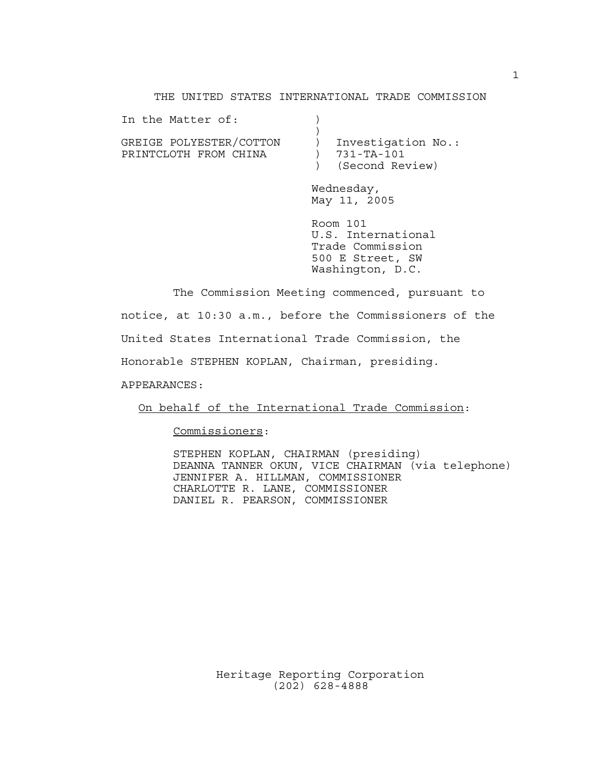THE UNITED STATES INTERNATIONAL TRADE COMMISSION

In the Matter of:

GREIGE POLYESTER/COTTON PRINTCLOTH FROM CHINA

Investigation No.: 731-TA-101 (Second Review)

Wednesday,
May 11, 2005

Room 101
U.S. International
Trade Commission
500 E Street, SW
Washington, D.C.

The Commission Meeting commenced, pursuant to notice, at 10:30 a.m., before the Commissioners of the United States International Trade Commission, the Honorable STEPHEN KOPLAN, Chairman, presiding.

APPEARANCES:

On behalf of the International Trade Commission:

Commissioners:

STEPHEN KOPLAN, CHAIRMAN (presiding)
DEANNA TANNER OKUN, VICE CHAIRMAN (via telephone)
JENNIFER A. HILLMAN, COMMISSIONER
CHARLOTTE R. LANE, COMMISSIONER
DANIEL R. PEARSON, COMMISSIONER

Heritage Reporting Corporation
(202) 628-4888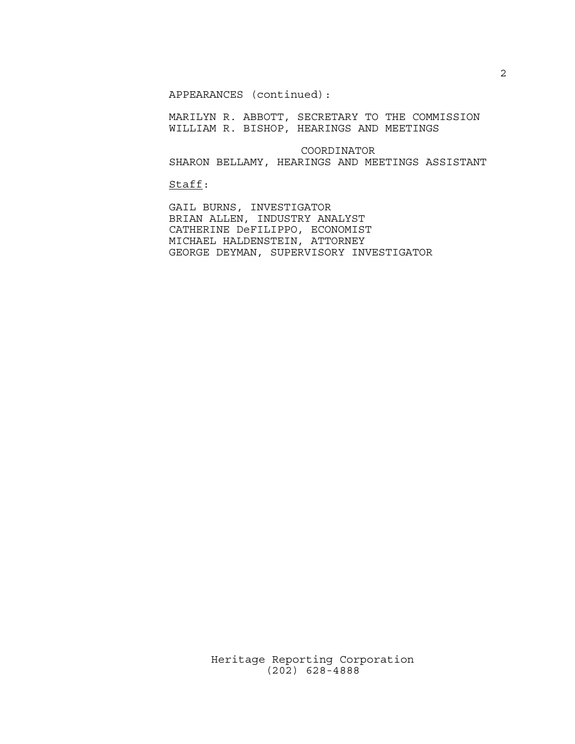APPEARANCES (continued):

MARILYN R. ABBOTT, SECRETARY TO THE COMMISSION
WILLIAM R. BISHOP, HEARINGS AND MEETINGS COORDINATOR
SHARON BELLAMY, HEARINGS AND MEETINGS ASSISTANT

Staff:

GAIL BURNS, INVESTIGATOR
BRIAN ALLEN, INDUSTRY ANALYST
CATHERINE DeFILIPPO, ECONOMIST
MICHAEL HALDENSTEIN, ATTORNEY
GEORGE DEYMAN, SUPERVISORY INVESTIGATOR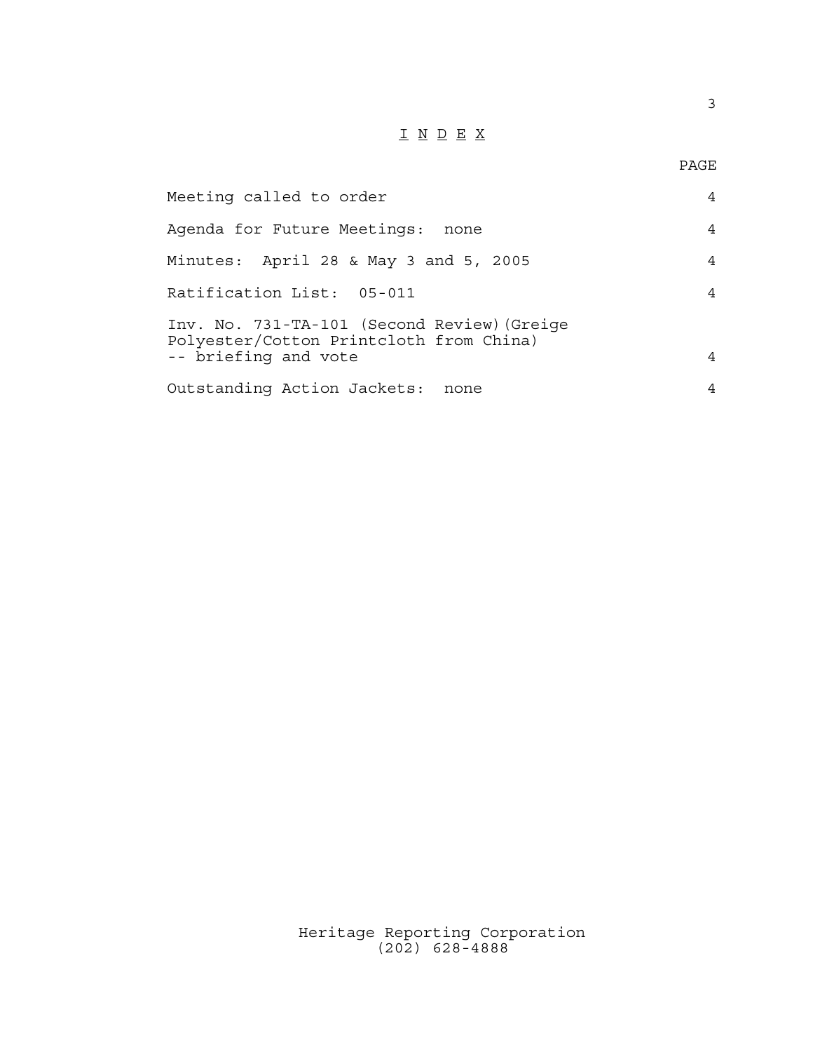# I N D E X

| | PAGE |
|---|---|
| Meeting called to order | 4 |
| Agenda for Future Meetings: none | 4 |
| Minutes: April 28 & May 3 and 5, 2005 | 4 |
| Ratification List: 05-011 | 4 |
| Inv. No. 731-TA-101 (Second Review)(Greige Polyester/Cotton Printcloth from China) -- briefing and vote | 4 |
| Outstanding Action Jackets: none | 4 |

Heritage Reporting Corporation
(202) 628-4888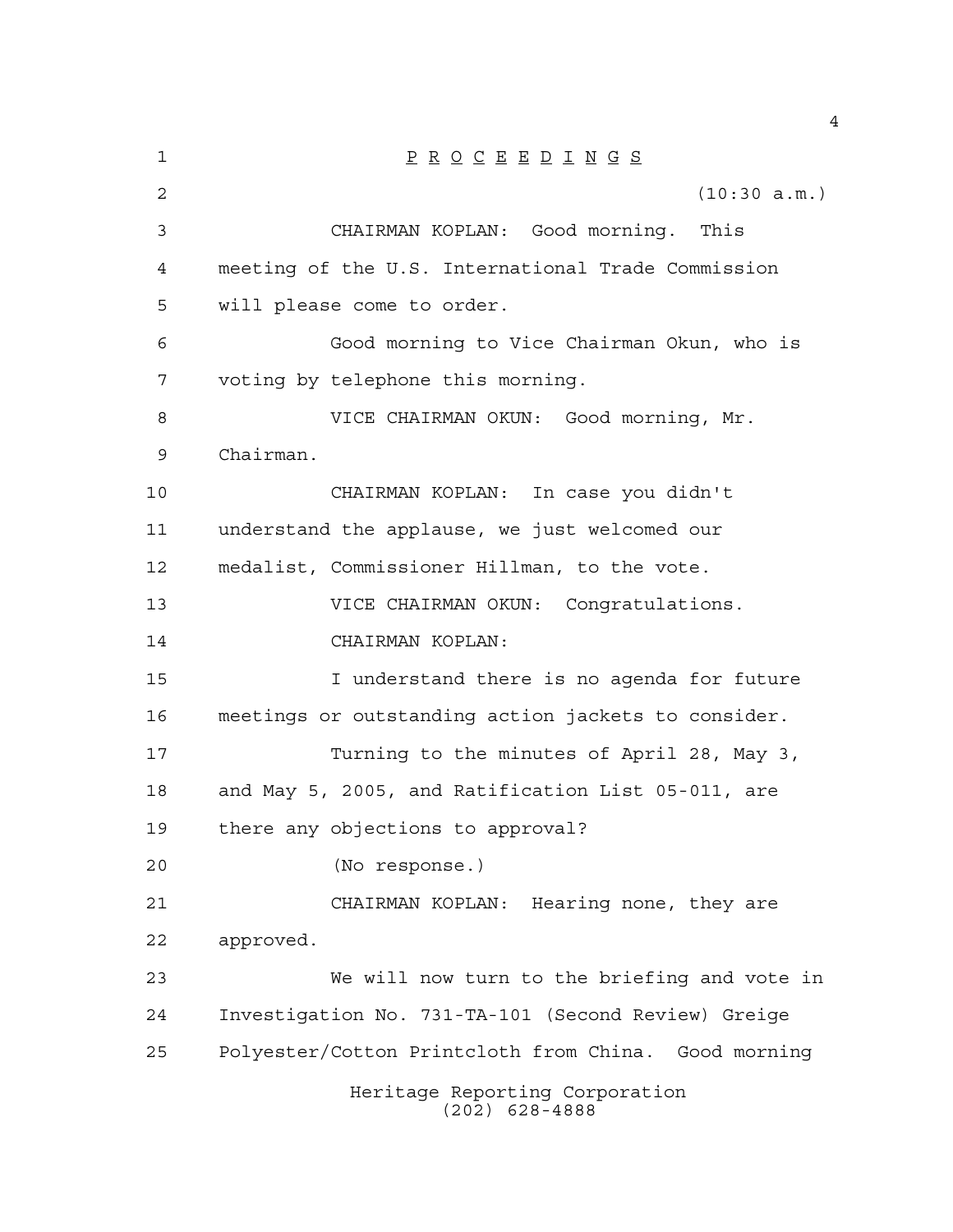P R O C E E D I N G S

(10:30 a.m.)

CHAIRMAN KOPLAN: Good morning. This meeting of the U.S. International Trade Commission will please come to order.

Good morning to Vice Chairman Okun, who is voting by telephone this morning.

VICE CHAIRMAN OKUN: Good morning, Mr. Chairman.

CHAIRMAN KOPLAN: In case you didn't understand the applause, we just welcomed our medalist, Commissioner Hillman, to the vote.

VICE CHAIRMAN OKUN: Congratulations.

CHAIRMAN KOPLAN:

I understand there is no agenda for future meetings or outstanding action jackets to consider.

Turning to the minutes of April 28, May 3, and May 5, 2005, and Ratification List 05-011, are there any objections to approval?

(No response.)

CHAIRMAN KOPLAN: Hearing none, they are approved.

We will now turn to the briefing and vote in Investigation No. 731-TA-101 (Second Review) Greige Polyester/Cotton Printcloth from China. Good morning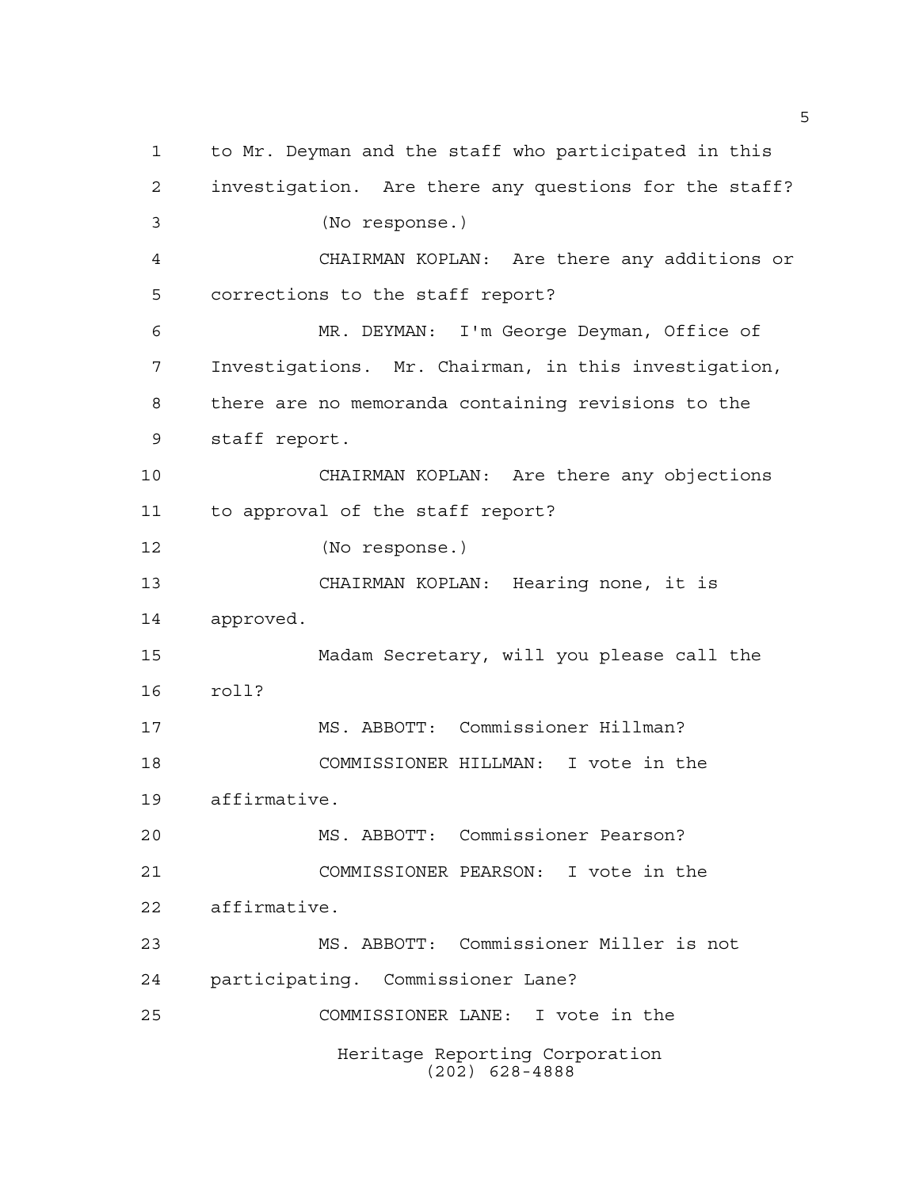to Mr. Deyman and the staff who participated in this investigation. Are there any questions for the staff?

(No response.)

CHAIRMAN KOPLAN: Are there any additions or corrections to the staff report?

MR. DEYMAN: I'm George Deyman, Office of Investigations. Mr. Chairman, in this investigation, there are no memoranda containing revisions to the staff report.

CHAIRMAN KOPLAN: Are there any objections to approval of the staff report?

(No response.)

CHAIRMAN KOPLAN: Hearing none, it is approved.

Madam Secretary, will you please call the roll?

MS. ABBOTT: Commissioner Hillman?

COMMISSIONER HILLMAN: I vote in the affirmative.

MS. ABBOTT: Commissioner Pearson?

COMMISSIONER PEARSON: I vote in the affirmative.

MS. ABBOTT: Commissioner Miller is not participating. Commissioner Lane?

COMMISSIONER LANE: I vote in the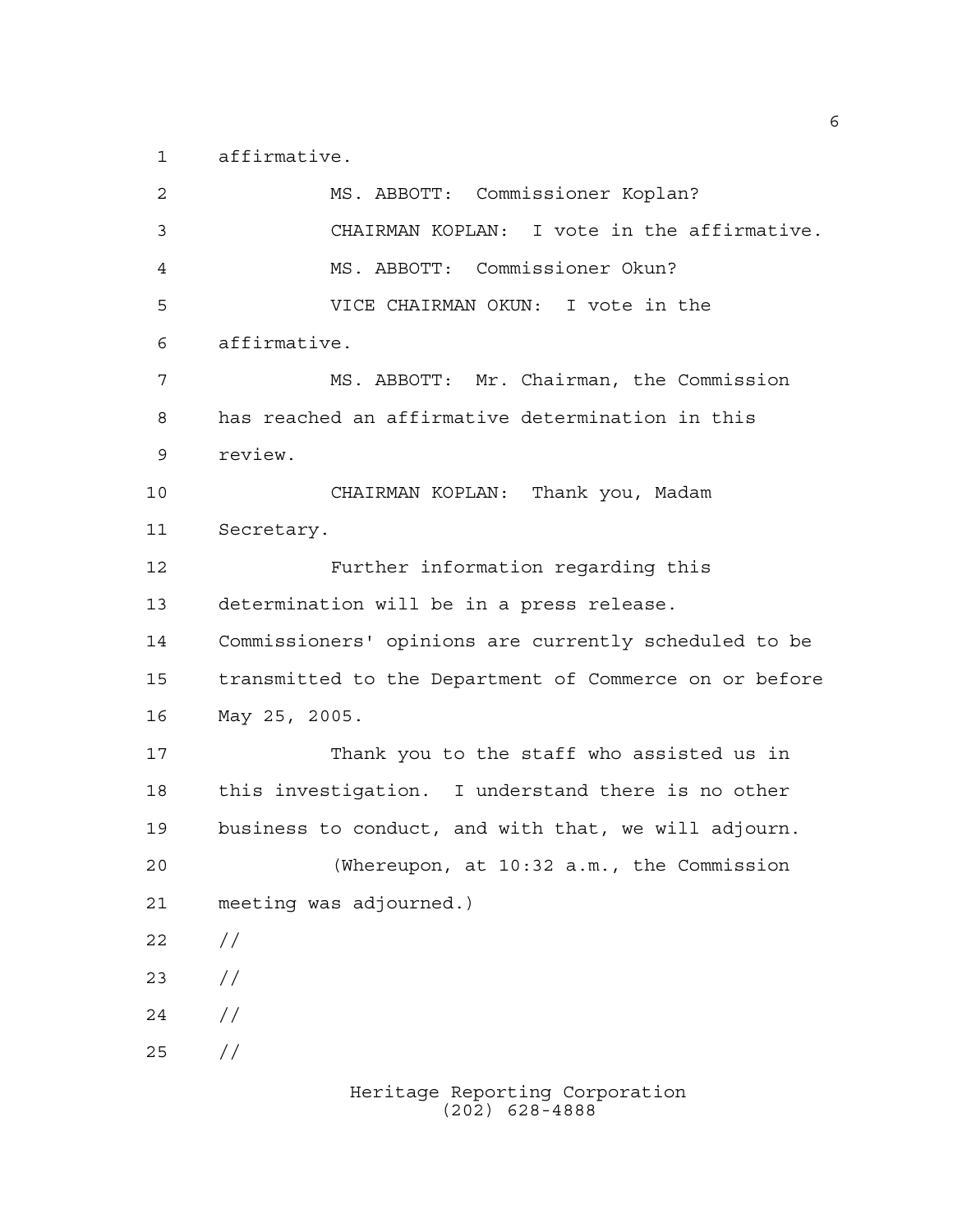affirmative.

MS. ABBOTT: Commissioner Koplan?

CHAIRMAN KOPLAN: I vote in the affirmative.

MS. ABBOTT: Commissioner Okun?

VICE CHAIRMAN OKUN: I vote in the affirmative.

MS. ABBOTT: Mr. Chairman, the Commission has reached an affirmative determination in this review.

CHAIRMAN KOPLAN: Thank you, Madam Secretary.

Further information regarding this determination will be in a press release. Commissioners' opinions are currently scheduled to be transmitted to the Department of Commerce on or before May 25, 2005.

Thank you to the staff who assisted us in this investigation. I understand there is no other business to conduct, and with that, we will adjourn.

(Whereupon, at 10:32 a.m., the Commission meeting was adjourned.)

//

//

//

//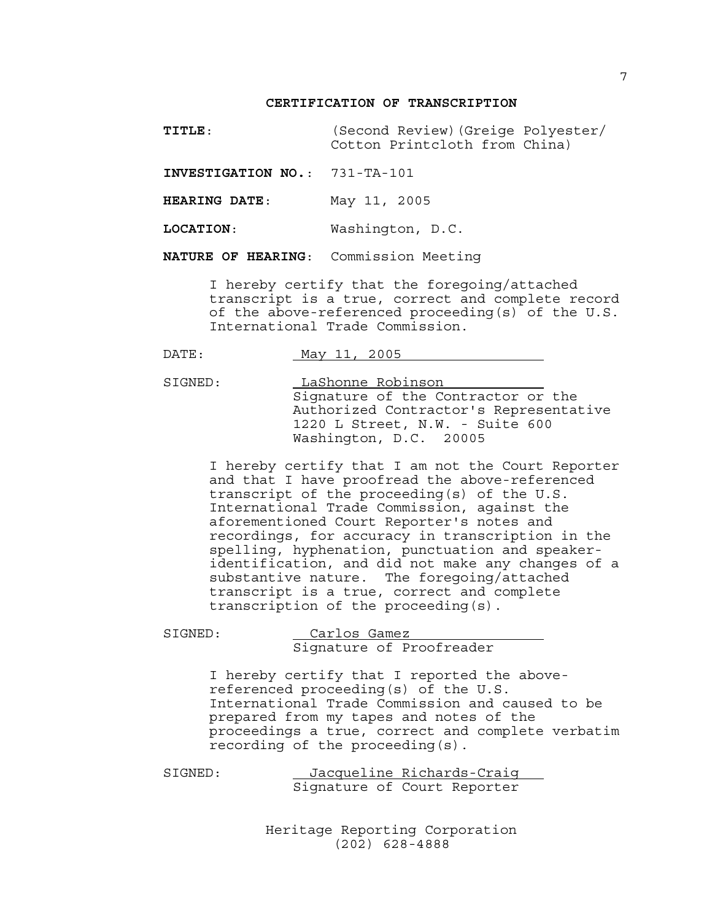**CERTIFICATION OF TRANSCRIPTION**

**TITLE**: (Second Review)(Greige Polyester/ Cotton Printcloth from China)

**INVESTIGATION NO.**: 731-TA-101

**HEARING DATE**: May 11, 2005

**LOCATION**: Washington, D.C.

**NATURE OF HEARING**: Commission Meeting

I hereby certify that the foregoing/attached transcript is a true, correct and complete record of the above-referenced proceeding(s) of the U.S. International Trade Commission.

DATE: May 11, 2005

SIGNED: LaShonne Robinson
Signature of the Contractor or the Authorized Contractor's Representative
1220 L Street, N.W. - Suite 600
Washington, D.C. 20005

I hereby certify that I am not the Court Reporter and that I have proofread the above-referenced transcript of the proceeding(s) of the U.S. International Trade Commission, against the aforementioned Court Reporter's notes and recordings, for accuracy in transcription in the spelling, hyphenation, punctuation and speaker-identification, and did not make any changes of a substantive nature. The foregoing/attached transcript is a true, correct and complete transcription of the proceeding(s).

SIGNED: Carlos Gamez
Signature of Proofreader

I hereby certify that I reported the above-referenced proceeding(s) of the U.S. International Trade Commission and caused to be prepared from my tapes and notes of the proceedings a true, correct and complete verbatim recording of the proceeding(s).

SIGNED: Jacqueline Richards-Craig
Signature of Court Reporter

Heritage Reporting Corporation
(202) 628-4888